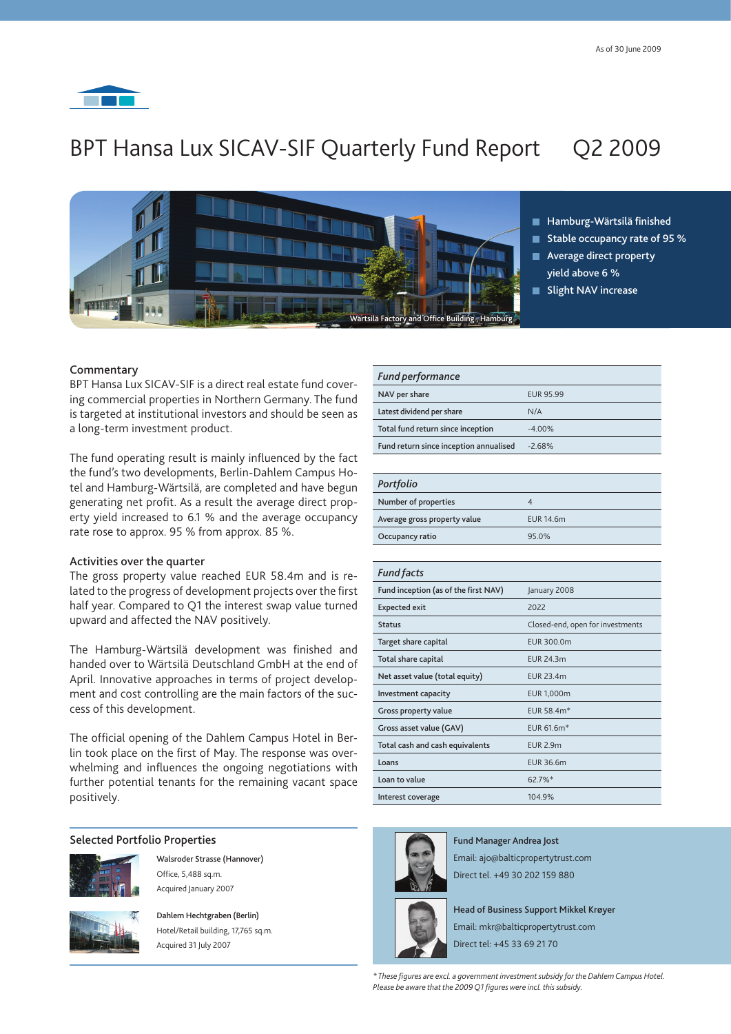As of 30 June 2009

# BPT Hansa Lux SICAV-SIF Quarterly Fund Report Q2 2009

Wärtsilä Factory and Office Building, Hamburg

- Hamburg-Wärtsilä finished
- Stable occupancy rate of 95 %
- Average direct property yield above 6 %
- Slight NAV increase

## Commentary

BPT Hansa Lux SICAV-SIF is a direct real estate fund covering commercial properties in Northern Germany. The fund is targeted at institutional investors and should be seen as a long-term investment product.

The fund operating result is mainly influenced by the fact the fund's two developments, Berlin-Dahlem Campus Hotel and Hamburg-Wärtsilä, are completed and have begun generating net profit. As a result the average direct property yield increased to 6.1 % and the average occupancy rate rose to approx. 95 % from approx. 85 %.

## Activities over the quarter

The gross property value reached EUR 58.4m and is related to the progress of development projects over the first half year. Compared to Q1 the interest swap value turned upward and affected the NAV positively.

The Hamburg-Wärtsilä development was finished and handed over to Wärtsilä Deutschland GmbH at the end of April. Innovative approaches in terms of project development and cost controlling are the main factors of the success of this development.

The official opening of the Dahlem Campus Hotel in Berlin took place on the first of May. The response was overwhelming and influences the ongoing negotiations with further potential tenants for the remaining vacant space positively.

| *Fund performance* | |
|---|---|
| NAV per share | EUR 95.99 |
| Latest dividend per share | N/A |
| Total fund return since inception | -4.00% |
| Fund return since inception annualised | -2.68% |

| *Portfolio* | |
|---|---|
| Number of properties | 4 |
| Average gross property value | EUR 14.6m |
| Occupancy ratio | 95.0% |

| *Fund facts* | |
|---|---|
| Fund inception (as of the first NAV) | January 2008 |
| Expected exit | 2022 |
| Status | Closed-end, open for investments |
| Target share capital | EUR 300.0m |
| Total share capital | EUR 24.3m |
| Net asset value (total equity) | EUR 23.4m |
| Investment capacity | EUR 1,000m |
| Gross property value | EUR 58.4m* |
| Gross asset value (GAV) | EUR 61.6m* |
| Total cash and cash equivalents | EUR 2.9m |
| Loans | EUR 36.6m |
| Loan to value | 62.7%* |
| Interest coverage | 104.9% |

## Selected Portfolio Properties

**Walsroder Strasse (Hannover)**
Office, 5,488 sq.m.
Acquired January 2007

**Dahlem Hechtgraben (Berlin)**
Hotel/Retail building, 17,765 sq.m.
Acquired 31 July 2007

**Fund Manager Andrea Jost**
Email: ajo@balticpropertytrust.com
Direct tel. +49 30 202 159 880

**Head of Business Support Mikkel Krøyer**
Email: mkr@balticpropertytrust.com
Direct tel: +45 33 69 21 70

*\* These figures are excl. a government investment subsidy for the Dahlem Campus Hotel. Please be aware that the 2009 Q1 figures were incl. this subsidy.*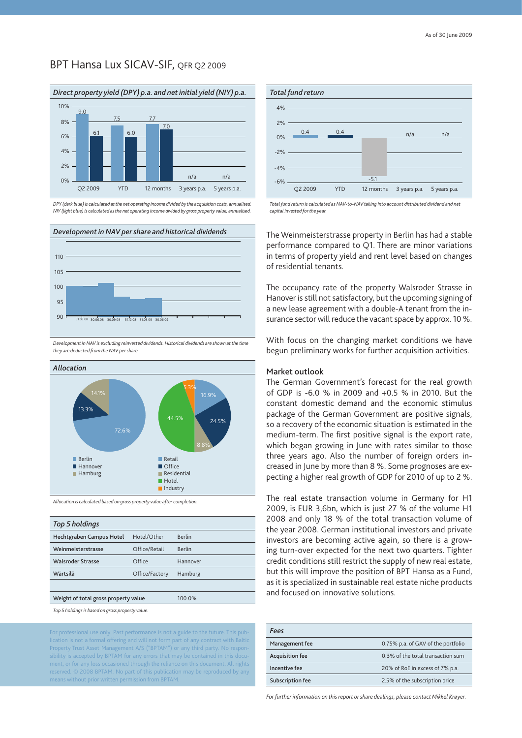As of 30 June 2009

# BPT Hansa Lux SICAV-SIF, QFR Q2 2009

### *Direct property yield (DPY) p.a. and net initial yield (NIY) p.a.*

10%
8%
6%
4%
2%
0%

9.0
6.1
7.5
6.0
7.7
7.0
n/a
n/a

Q2 2009
YTD
12 months
3 years p.a.
5 years p.a.

*DPY (dark blue) is calculated as the net operating income divided by the acquisition costs, annualised. NIY (light blue) is calculated as the net operating income divided by gross property value, annualised.*

### *Development in NAV per share and historical dividends*

110
105
100
95
90

31.03.08
30.06.08
30.09.08
31.12.08
31.03.09
30.06.09

*Development in NAV is excluding reinvested dividends. Historical dividends are shown at the time they are deducted from the NAV per share.*

### *Allocation*

14.1%
13.3%
72.6%

Berlin
Hannover
Hamburg

5.3%
16.9%
44.5%
24.5%
8.8%

Retail
Office
Residential
Hotel
Industry

*Allocation is calculated based on gross property value after completion.*

### *Top 5 holdings*

| | | |
|---|---|---|
| Hechtgraben Campus Hotel | Hotel/Other | Berlin |
| Weinmeisterstrasse | Office/Retail | Berlin |
| Walsroder Strasse | Office | Hannover |
| Wärtsilä | Office/Factory | Hamburg |
| | | |
| Weight of total gross property value | | 100.0% |

*Top 5 holdings is based on gross property value.*

For professional use only. Past performance is not a guide to the future. This publication is not a formal offering and will not form part of any contract with Baltic Property Trust Asset Management A/S ("BPTAM") or any third party. No responsibility is accepted by BPTAM for any errors that may be contained in this document, or for any loss occasioned through the reliance on this document. All rights reserved. © 2008 BPTAM. No part of this publication may be reproduced by any means without prior written permission from BPTAM.

### *Total fund return*

4%
2%
0%
-2%
-4%
-6%

0.4
0.4
-5.1
n/a
n/a

Q2 2009
YTD
12 months
3 years p.a.
5 years p.a.

*Total fund return is calculated as NAV-to-NAV taking into account distributed dividend and net capital invested for the year.*

The Weinmeisterstrasse property in Berlin has had a stable performance compared to Q1. There are minor variations in terms of property yield and rent level based on changes of residential tenants.

The occupancy rate of the property Walsroder Strasse in Hanover is still not satisfactory, but the upcoming signing of a new lease agreement with a double-A tenant from the insurance sector will reduce the vacant space by approx. 10 %.

With focus on the changing market conditions we have begun preliminary works for further acquisition activities.

### Market outlook

The German Government's forecast for the real growth of GDP is -6.0 % in 2009 and +0.5 % in 2010. But the constant domestic demand and the economic stimulus package of the German Government are positive signals, so a recovery of the economic situation is estimated in the medium-term. The first positive signal is the export rate, which began growing in June with rates similar to those three years ago. Also the number of foreign orders increased in June by more than 8 %. Some prognoses are expecting a higher real growth of GDP for 2010 of up to 2 %.

The real estate transaction volume in Germany for H1 2009, is EUR 3,6bn, which is just 27 % of the volume H1 2008 and only 18 % of the total transaction volume of the year 2008. German institutional investors and private investors are becoming active again, so there is a growing turn-over expected for the next two quarters. Tighter credit conditions still restrict the supply of new real estate, but this will improve the position of BPT Hansa as a Fund, as it is specialized in sustainable real estate niche products and focused on innovative solutions.

### *Fees*

| | |
|---|---|
| Management fee | 0.75% p.a. of GAV of the portfolio |
| Acquisition fee | 0.3% of the total transaction sum |
| Incentive fee | 20% of RoE in excess of 7% p.a. |
| Subscription fee | 2.5% of the subscription price |

*For further information on this report or share dealings, please contact Mikkel Krøyer.*